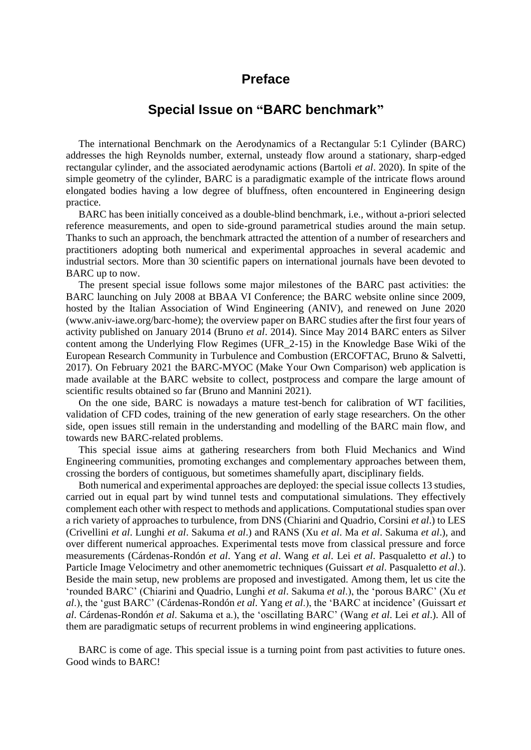# Preface

## Special Issue on "BARC benchmark"

The international Benchmark on the Aerodynamics of a Rectangular 5:1 Cylinder (BARC) addresses the high Reynolds number, external, unsteady flow around a stationary, sharp-edged rectangular cylinder, and the associated aerodynamic actions (Bartoli *et al*. 2020). In spite of the simple geometry of the cylinder, BARC is a paradigmatic example of the intricate flows around elongated bodies having a low degree of bluffness, often encountered in Engineering design practice.

BARC has been initially conceived as a double-blind benchmark, i.e., without a-priori selected reference measurements, and open to side-ground parametrical studies around the main setup. Thanks to such an approach, the benchmark attracted the attention of a number of researchers and practitioners adopting both numerical and experimental approaches in several academic and industrial sectors. More than 30 scientific papers on international journals have been devoted to BARC up to now.

The present special issue follows some major milestones of the BARC past activities: the BARC launching on July 2008 at BBAA VI Conference; the BARC website online since 2009, hosted by the Italian Association of Wind Engineering (ANIV), and renewed on June 2020 (www.aniv-iawe.org/barc-home); the overview paper on BARC studies after the first four years of activity published on January 2014 (Bruno *et al*. 2014). Since May 2014 BARC enters as Silver content among the Underlying Flow Regimes (UFR_2-15) in the Knowledge Base Wiki of the European Research Community in Turbulence and Combustion (ERCOFTAC, Bruno & Salvetti, 2017). On February 2021 the BARC-MYOC (Make Your Own Comparison) web application is made available at the BARC website to collect, postprocess and compare the large amount of scientific results obtained so far (Bruno and Mannini 2021).

On the one side, BARC is nowadays a mature test-bench for calibration of WT facilities, validation of CFD codes, training of the new generation of early stage researchers. On the other side, open issues still remain in the understanding and modelling of the BARC main flow, and towards new BARC-related problems.

This special issue aims at gathering researchers from both Fluid Mechanics and Wind Engineering communities, promoting exchanges and complementary approaches between them, crossing the borders of contiguous, but sometimes shamefully apart, disciplinary fields.

Both numerical and experimental approaches are deployed: the special issue collects 13 studies, carried out in equal part by wind tunnel tests and computational simulations. They effectively complement each other with respect to methods and applications. Computational studies span over a rich variety of approaches to turbulence, from DNS (Chiarini and Quadrio, Corsini *et al*.) to LES (Crivellini *et al*. Lunghi *et al*. Sakuma *et al*.) and RANS (Xu *et al*. Ma *et al*. Sakuma *et al*.), and over different numerical approaches. Experimental tests move from classical pressure and force measurements (Cárdenas-Rondón *et al*. Yang *et al*. Wang *et al*. Lei *et al*. Pasqualetto *et al*.) to Particle Image Velocimetry and other anemometric techniques (Guissart *et al*. Pasqualetto *et al*.). Beside the main setup, new problems are proposed and investigated. Among them, let us cite the 'rounded BARC' (Chiarini and Quadrio, Lunghi *et al*. Sakuma *et al*.), the 'porous BARC' (Xu *et al*.), the 'gust BARC' (Cárdenas-Rondón *et al*. Yang *et al*.), the 'BARC at incidence' (Guissart *et al*. Cárdenas-Rondón *et al*. Sakuma et a.), the 'oscillating BARC' (Wang *et al*. Lei *et al*.). All of them are paradigmatic setups of recurrent problems in wind engineering applications.

BARC is come of age. This special issue is a turning point from past activities to future ones. Good winds to BARC!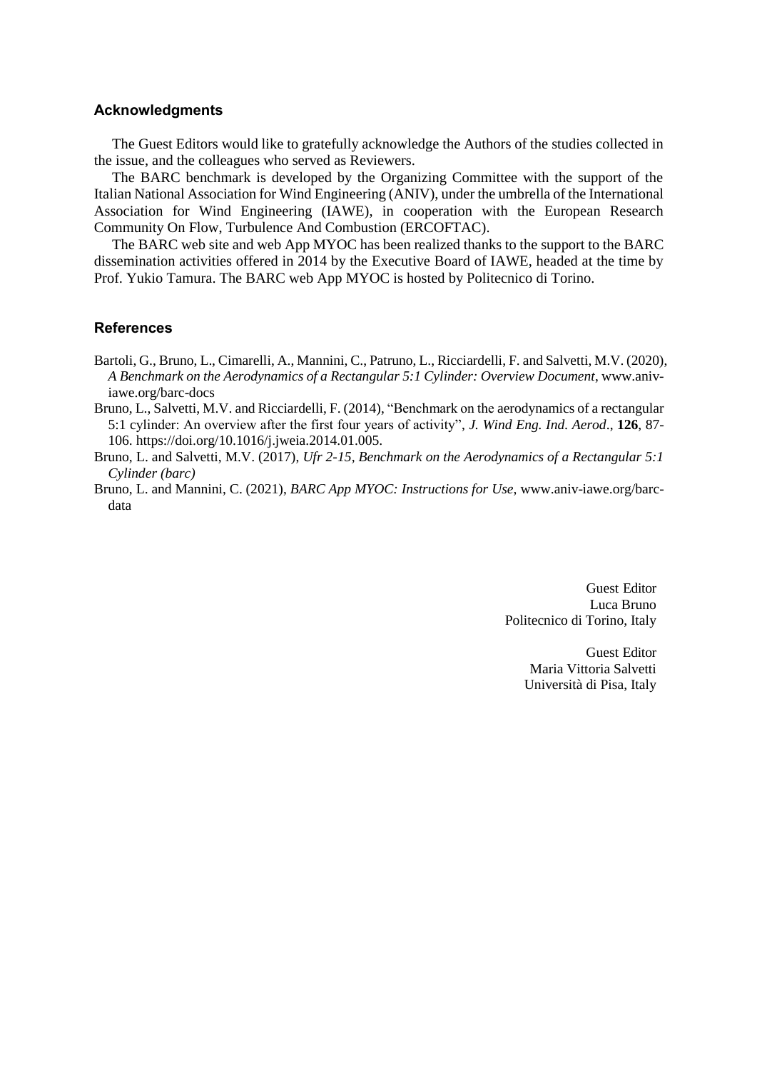## Acknowledgments

The Guest Editors would like to gratefully acknowledge the Authors of the studies collected in the issue, and the colleagues who served as Reviewers.

The BARC benchmark is developed by the Organizing Committee with the support of the Italian National Association for Wind Engineering (ANIV), under the umbrella of the International Association for Wind Engineering (IAWE), in cooperation with the European Research Community On Flow, Turbulence And Combustion (ERCOFTAC).

The BARC web site and web App MYOC has been realized thanks to the support to the BARC dissemination activities offered in 2014 by the Executive Board of IAWE, headed at the time by Prof. Yukio Tamura. The BARC web App MYOC is hosted by Politecnico di Torino.

## References

Bartoli, G., Bruno, L., Cimarelli, A., Mannini, C., Patruno, L., Ricciardelli, F. and Salvetti, M.V. (2020), *A Benchmark on the Aerodynamics of a Rectangular 5:1 Cylinder: Overview Document*, www.aniv-iawe.org/barc-docs

Bruno, L., Salvetti, M.V. and Ricciardelli, F. (2014), "Benchmark on the aerodynamics of a rectangular 5:1 cylinder: An overview after the first four years of activity", *J. Wind Eng. Ind. Aerod*., **126**, 87-106. https://doi.org/10.1016/j.jweia.2014.01.005.

Bruno, L. and Salvetti, M.V. (2017), *Ufr 2-15, Benchmark on the Aerodynamics of a Rectangular 5:1 Cylinder (barc)*

Bruno, L. and Mannini, C. (2021), *BARC App MYOC: Instructions for Use,* www.aniv-iawe.org/barc-data

Guest Editor
Luca Bruno
Politecnico di Torino, Italy

Guest Editor
Maria Vittoria Salvetti
Università di Pisa, Italy